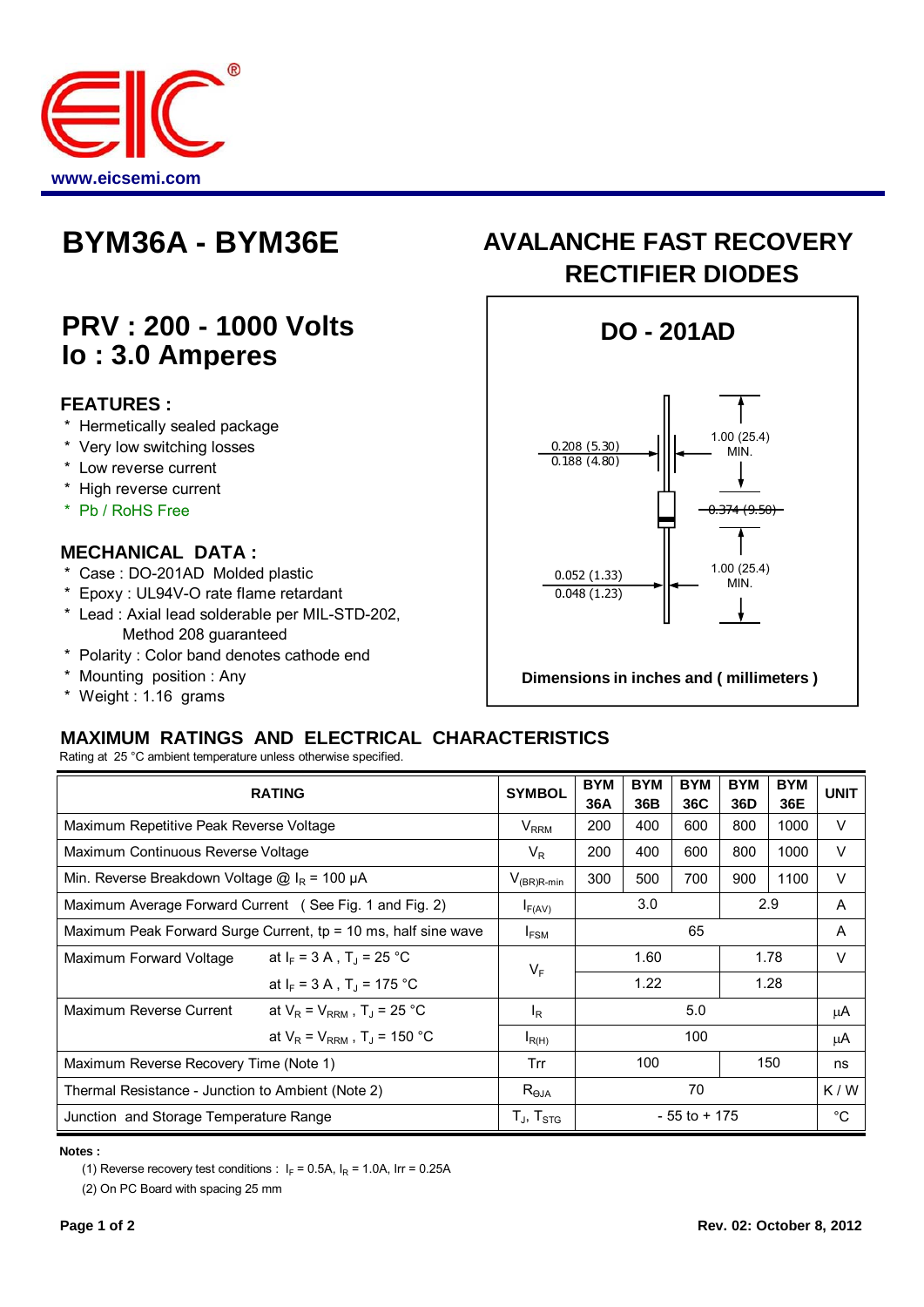EIC®

www.eicsemi.com

# BYM36A - BYM36E

# AVALANCHE FAST RECOVERY RECTIFIER DIODES

## PRV : 200 - 1000 Volts
## Io : 3.0 Amperes

### FEATURES :

* Hermetically sealed package
* Very low switching losses
* Low reverse current
* High reverse current
* Pb / RoHS Free

### MECHANICAL DATA :

* Case : DO-201AD Molded plastic
* Epoxy : UL94V-O rate flame retardant
* Lead : Axial lead solderable per MIL-STD-202, Method 208 guaranteed
* Polarity : Color band denotes cathode end
* Mounting position : Any
* Weight : 1.16 grams

**DO - 201AD**

0.208 (5.30)
0.188 (4.80)

1.00 (25.4) MIN.

0.374 (9.50)

0.052 (1.33)
0.048 (1.23)

1.00 (25.4) MIN.

**Dimensions in inches and ( millimeters )**

## MAXIMUM RATINGS AND ELECTRICAL CHARACTERISTICS

Rating at 25 °C ambient temperature unless otherwise specified.

| RATING | | SYMBOL | BYM 36A | BYM 36B | BYM 36C | BYM 36D | BYM 36E | UNIT |
|---|---|---|---|---|---|---|---|---|
| Maximum Repetitive Peak Reverse Voltage | | $V_{RRM}$ | 200 | 400 | 600 | 800 | 1000 | V |
| Maximum Continuous Reverse Voltage | | $V_R$ | 200 | 400 | 600 | 800 | 1000 | V |
| Min. Reverse Breakdown Voltage @ $I_R$ = 100 μA | | $V_{(BR)R\text{-}min}$ | 300 | 500 | 700 | 900 | 1100 | V |
| Maximum Average Forward Current ( See Fig. 1 and Fig. 2) | | $I_{F(AV)}$ | 3.0 | | | 2.9 | | A |
| Maximum Peak Forward Surge Current, tp = 10 ms, half sine wave | | $I_{FSM}$ | 65 | | | | | A |
| Maximum Forward Voltage | at $I_F$ = 3 A , $T_J$ = 25 °C | $V_F$ | 1.60 | | | 1.78 | | V |
| | at $I_F$ = 3 A , $T_J$ = 175 °C | | 1.22 | | | 1.28 | | |
| Maximum Reverse Current | at $V_R = V_{RRM}$ , $T_J$ = 25 °C | $I_R$ | 5.0 | | | | | μA |
| | at $V_R = V_{RRM}$ , $T_J$ = 150 °C | $I_{R(H)}$ | 100 | | | | | μA |
| Maximum Reverse Recovery Time (Note 1) | | Trr | 100 | | | 150 | | ns |
| Thermal Resistance - Junction to Ambient (Note 2) | | $R_{\Theta JA}$ | 70 | | | | | K / W |
| Junction and Storage Temperature Range | | $T_J$, $T_{STG}$ | - 55 to + 175 | | | | | °C |

**Notes :**

(1) Reverse recovery test conditions : $I_F$ = 0.5A, $I_R$ = 1.0A, Irr = 0.25A

(2) On PC Board with spacing 25 mm

**Rev. 02: October 8, 2012**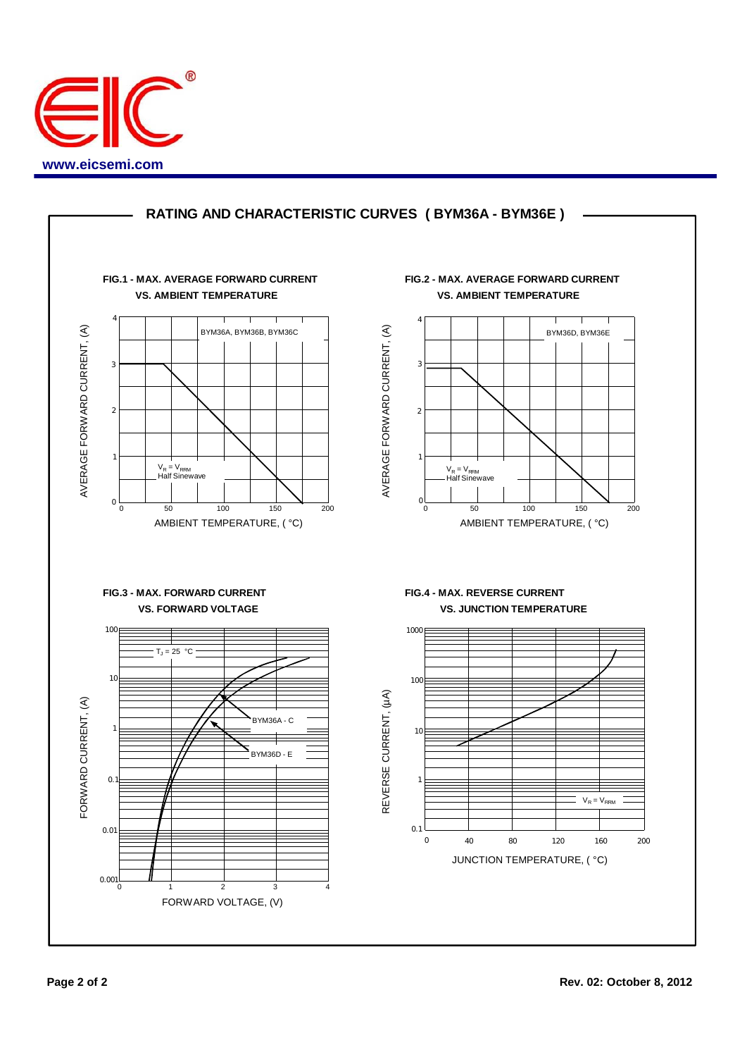## RATING AND CHARACTERISTIC CURVES ( BYM36A - BYM36E )

**FIG.1 - MAX. AVERAGE FORWARD CURRENT VS. AMBIENT TEMPERATURE**

AVERAGE FORWARD CURRENT, (A)

4
3
2
1
0

BYM36A, BYM36B, BYM36C

$V_R = V_{RRM}$
Half Sinewave

0 50 100 150 200

AMBIENT TEMPERATURE, ( °C)

**FIG.2 - MAX. AVERAGE FORWARD CURRENT VS. AMBIENT TEMPERATURE**

AVERAGE FORWARD CURRENT, (A)

4
3
2
1
0

BYM36D, BYM36E

$V_R = V_{RRM}$
Half Sinewave

0 50 100 150 200

AMBIENT TEMPERATURE, ( °C)

**FIG.3 - MAX. FORWARD CURRENT VS. FORWARD VOLTAGE**

FORWARD CURRENT, (A)

100
10
1
0.1
0.01
0.001

$T_J = 25$ °C

BYM36A - C

BYM36D - E

0 1 2 3 4

FORWARD VOLTAGE, (V)

**FIG.4 - MAX. REVERSE CURRENT VS. JUNCTION TEMPERATURE**

REVERSE CURRENT, (μA)

1000
100
10
1
0.1

$V_R = V_{RRM}$

0 40 80 120 160 200

JUNCTION TEMPERATURE, ( °C)